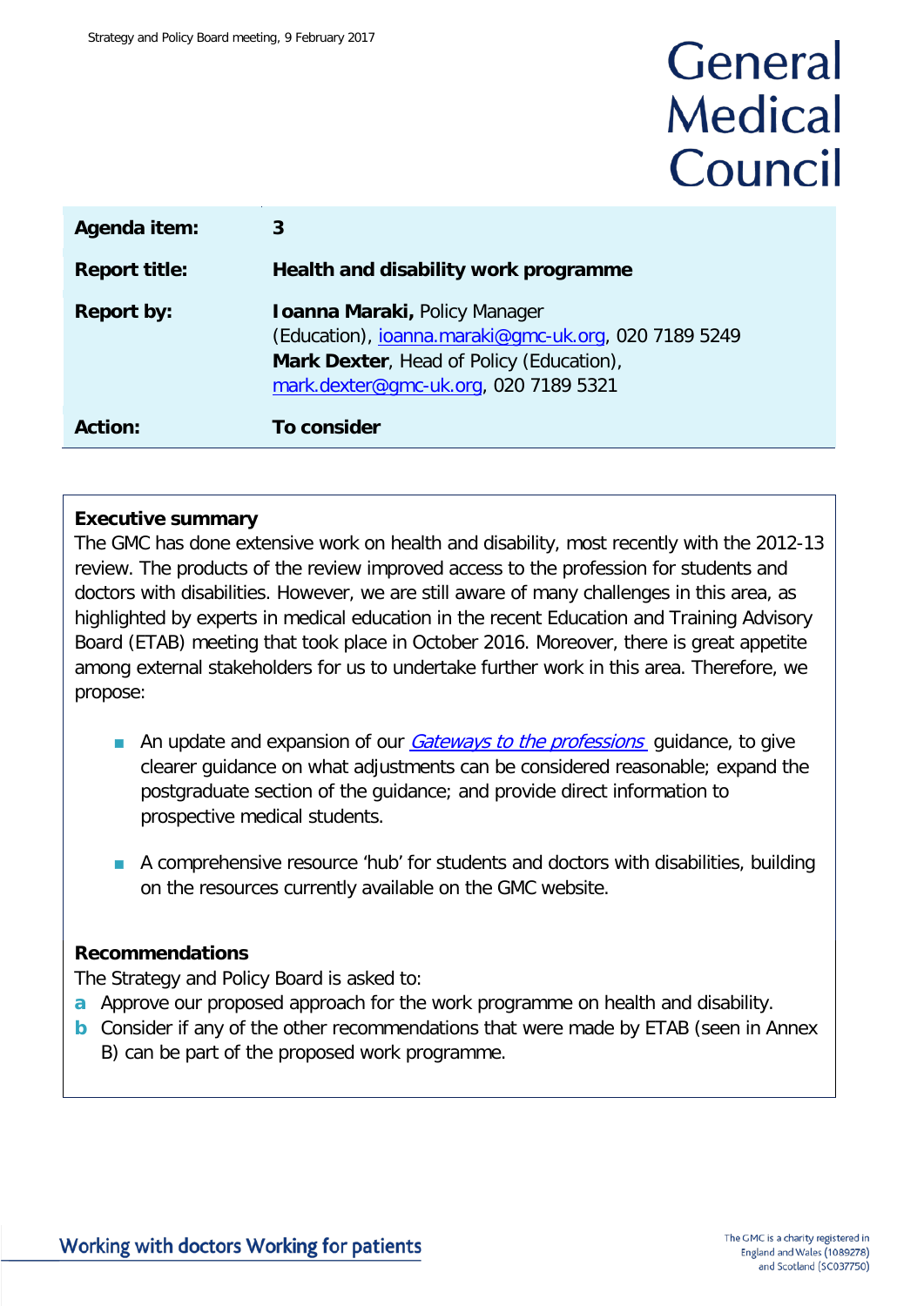Strategy and Policy Board meeting, 9 February 2017

# General Medical Council

| | |
|---|---|
| **Agenda item:** | **3** |
| **Report title:** | **Health and disability work programme** |
| **Report by:** | **Ioanna Maraki,** Policy Manager (Education), ioanna.maraki@gmc-uk.org, 020 7189 5249<br>**Mark Dexter**, Head of Policy (Education), mark.dexter@gmc-uk.org, 020 7189 5321 |
| **Action:** | **To consider** |

**Executive summary**

The GMC has done extensive work on health and disability, most recently with the 2012-13 review. The products of the review improved access to the profession for students and doctors with disabilities. However, we are still aware of many challenges in this area, as highlighted by experts in medical education in the recent Education and Training Advisory Board (ETAB) meeting that took place in October 2016. Moreover, there is great appetite among external stakeholders for us to undertake further work in this area. Therefore, we propose:

- An update and expansion of our *Gateways to the professions* guidance, to give clearer guidance on what adjustments can be considered reasonable; expand the postgraduate section of the guidance; and provide direct information to prospective medical students.
- A comprehensive resource 'hub' for students and doctors with disabilities, building on the resources currently available on the GMC website.

**Recommendations**

The Strategy and Policy Board is asked to:

**a** Approve our proposed approach for the work programme on health and disability.

**b** Consider if any of the other recommendations that were made by ETAB (seen in Annex B) can be part of the proposed work programme.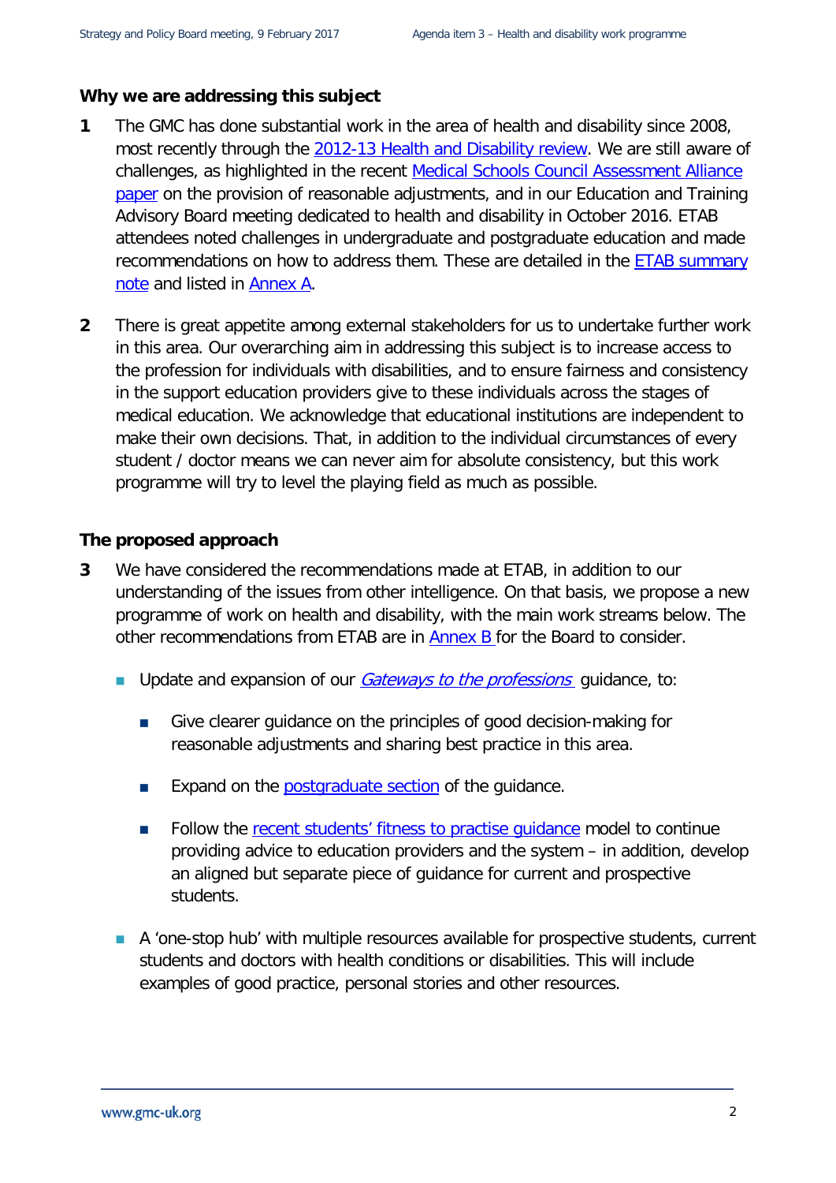## Why we are addressing this subject

1. The GMC has done substantial work in the area of health and disability since 2008, most recently through the 2012-13 Health and Disability review. We are still aware of challenges, as highlighted in the recent Medical Schools Council Assessment Alliance paper on the provision of reasonable adjustments, and in our Education and Training Advisory Board meeting dedicated to health and disability in October 2016. ETAB attendees noted challenges in undergraduate and postgraduate education and made recommendations on how to address them. These are detailed in the ETAB summary note and listed in Annex A.

2. There is great appetite among external stakeholders for us to undertake further work in this area. Our overarching aim in addressing this subject is to increase access to the profession for individuals with disabilities, and to ensure fairness and consistency in the support education providers give to these individuals across the stages of medical education. We acknowledge that educational institutions are independent to make their own decisions. That, in addition to the individual circumstances of every student / doctor means we can never aim for absolute consistency, but this work programme will try to level the playing field as much as possible.

## The proposed approach

3. We have considered the recommendations made at ETAB, in addition to our understanding of the issues from other intelligence. On that basis, we propose a new programme of work on health and disability, with the main work streams below. The other recommendations from ETAB are in Annex B for the Board to consider.

   - Update and expansion of our *Gateways to the professions* guidance, to:

     - Give clearer guidance on the principles of good decision-making for reasonable adjustments and sharing best practice in this area.

     - Expand on the postgraduate section of the guidance.

     - Follow the recent students' fitness to practise guidance model to continue providing advice to education providers and the system – in addition, develop an aligned but separate piece of guidance for current and prospective students.

   - A 'one-stop hub' with multiple resources available for prospective students, current students and doctors with health conditions or disabilities. This will include examples of good practice, personal stories and other resources.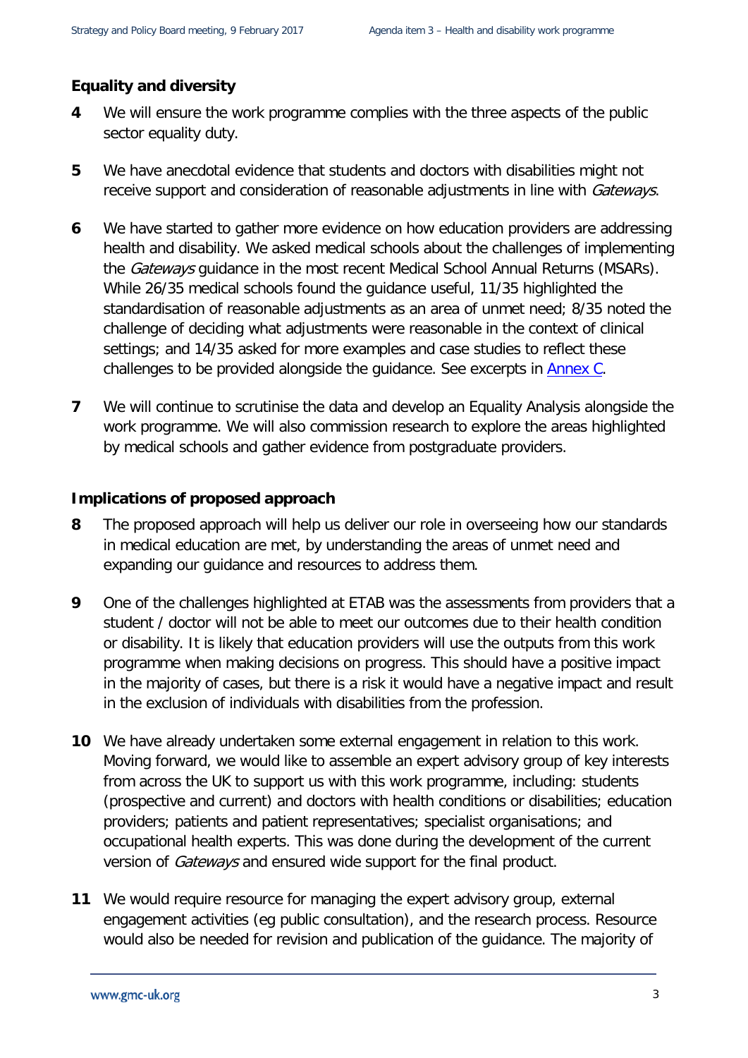**Equality and diversity**

4 We will ensure the work programme complies with the three aspects of the public sector equality duty.

5 We have anecdotal evidence that students and doctors with disabilities might not receive support and consideration of reasonable adjustments in line with *Gateways*.

6 We have started to gather more evidence on how education providers are addressing health and disability. We asked medical schools about the challenges of implementing the *Gateways* guidance in the most recent Medical School Annual Returns (MSARs). While 26/35 medical schools found the guidance useful, 11/35 highlighted the standardisation of reasonable adjustments as an area of unmet need; 8/35 noted the challenge of deciding what adjustments were reasonable in the context of clinical settings; and 14/35 asked for more examples and case studies to reflect these challenges to be provided alongside the guidance. See excerpts in Annex C.

7 We will continue to scrutinise the data and develop an Equality Analysis alongside the work programme. We will also commission research to explore the areas highlighted by medical schools and gather evidence from postgraduate providers.

**Implications of proposed approach**

8 The proposed approach will help us deliver our role in overseeing how our standards in medical education are met, by understanding the areas of unmet need and expanding our guidance and resources to address them.

9 One of the challenges highlighted at ETAB was the assessments from providers that a student / doctor will not be able to meet our outcomes due to their health condition or disability. It is likely that education providers will use the outputs from this work programme when making decisions on progress. This should have a positive impact in the majority of cases, but there is a risk it would have a negative impact and result in the exclusion of individuals with disabilities from the profession.

10 We have already undertaken some external engagement in relation to this work. Moving forward, we would like to assemble an expert advisory group of key interests from across the UK to support us with this work programme, including: students (prospective and current) and doctors with health conditions or disabilities; education providers; patients and patient representatives; specialist organisations; and occupational health experts. This was done during the development of the current version of *Gateways* and ensured wide support for the final product.

11 We would require resource for managing the expert advisory group, external engagement activities (eg public consultation), and the research process. Resource would also be needed for revision and publication of the guidance. The majority of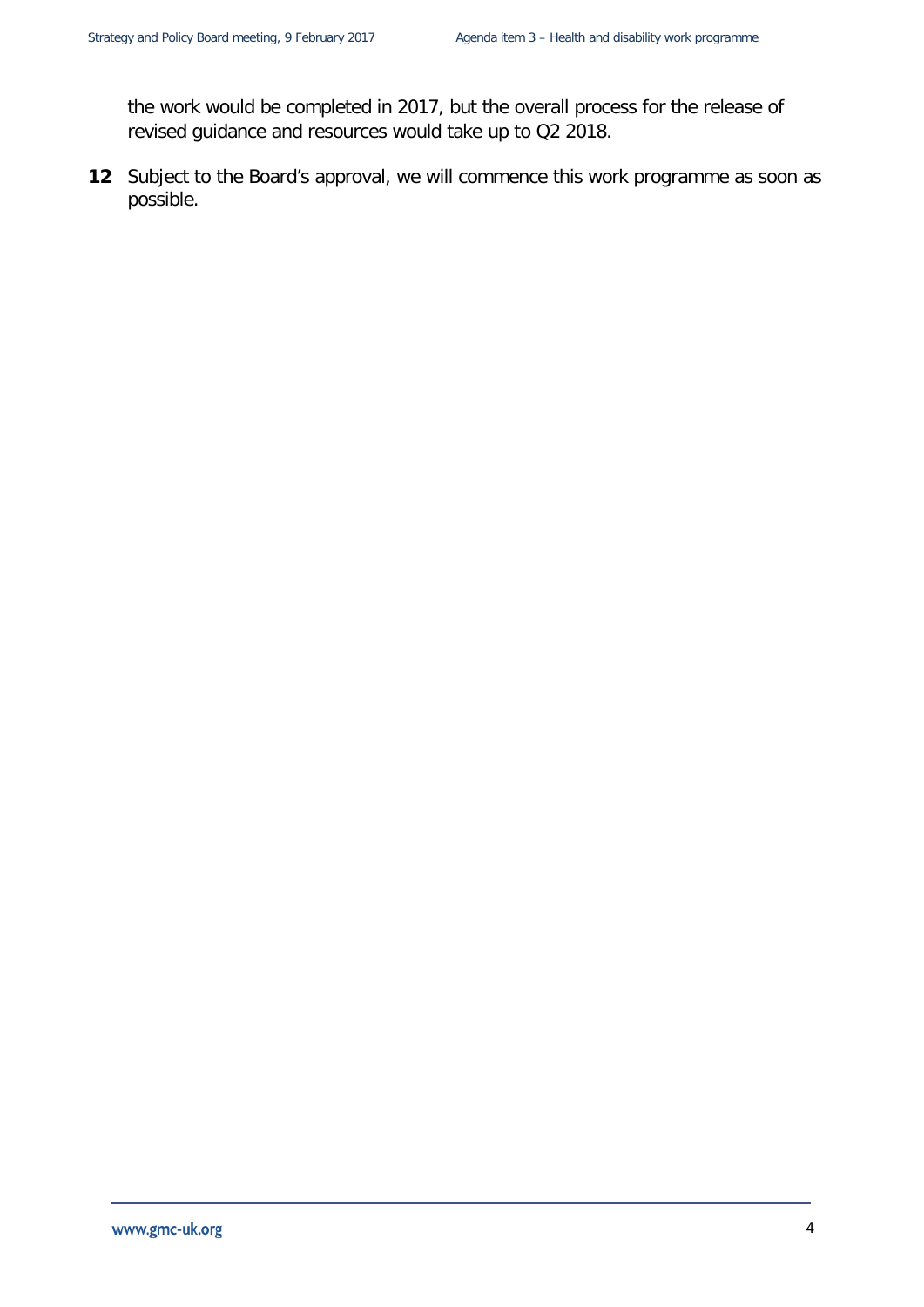the work would be completed in 2017, but the overall process for the release of revised guidance and resources would take up to Q2 2018.

**12** Subject to the Board's approval, we will commence this work programme as soon as possible.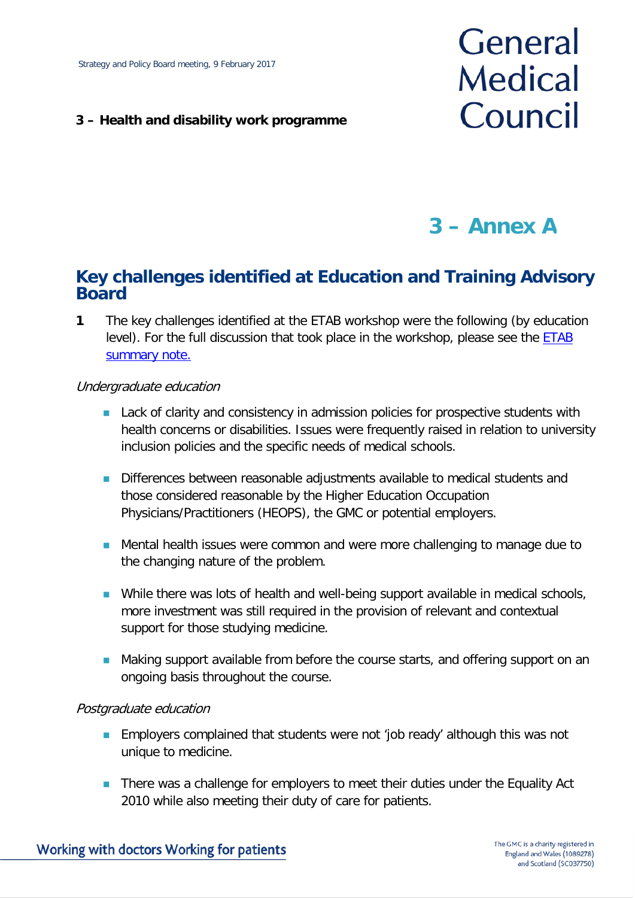# 3 – Annex A

## Key challenges identified at Education and Training Advisory Board

**1** The key challenges identified at the ETAB workshop were the following (by education level). For the full discussion that took place in the workshop, please see the [ETAB summary note.]()

*Undergraduate education*

- Lack of clarity and consistency in admission policies for prospective students with health concerns or disabilities. Issues were frequently raised in relation to university inclusion policies and the specific needs of medical schools.
- Differences between reasonable adjustments available to medical students and those considered reasonable by the Higher Education Occupation Physicians/Practitioners (HEOPS), the GMC or potential employers.
- Mental health issues were common and were more challenging to manage due to the changing nature of the problem.
- While there was lots of health and well-being support available in medical schools, more investment was still required in the provision of relevant and contextual support for those studying medicine.
- Making support available from before the course starts, and offering support on an ongoing basis throughout the course.

*Postgraduate education*

- Employers complained that students were not 'job ready' although this was not unique to medicine.
- There was a challenge for employers to meet their duties under the Equality Act 2010 while also meeting their duty of care for patients.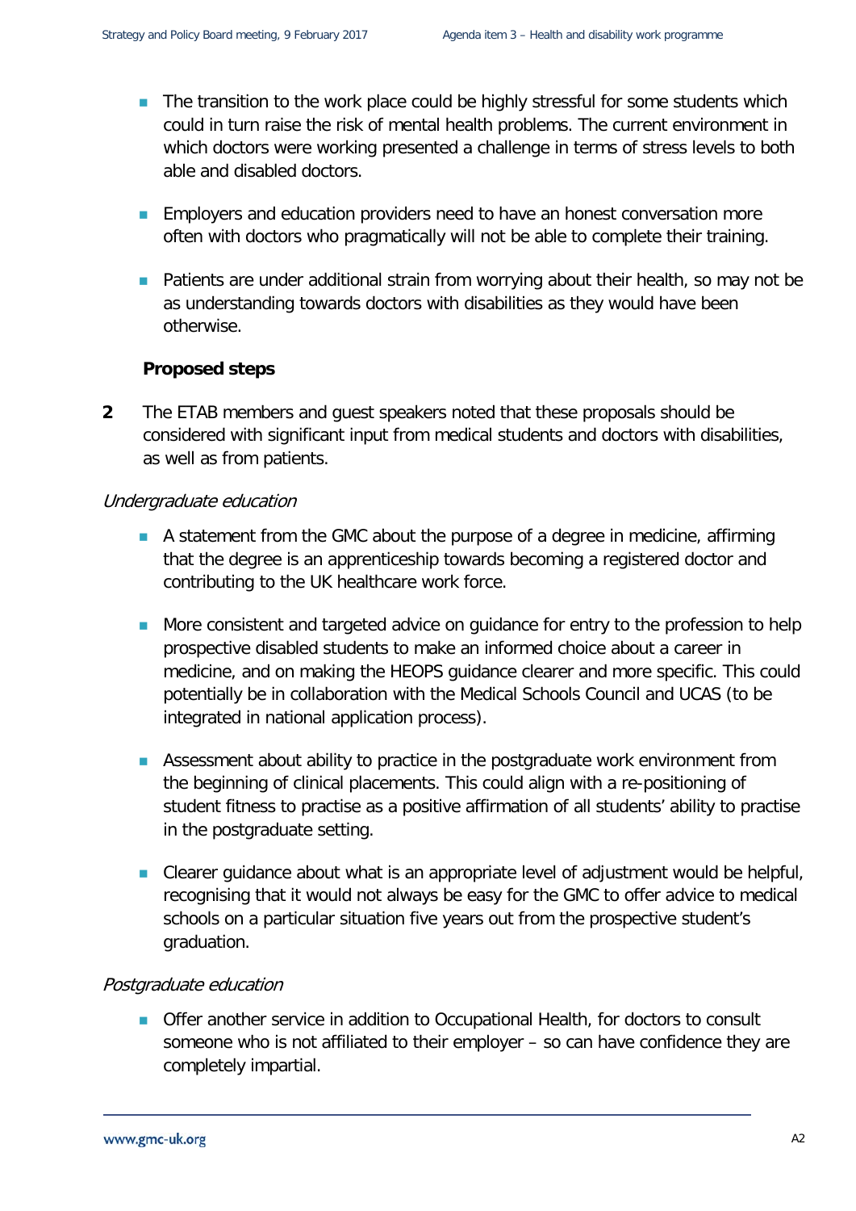- The transition to the work place could be highly stressful for some students which could in turn raise the risk of mental health problems. The current environment in which doctors were working presented a challenge in terms of stress levels to both able and disabled doctors.

- Employers and education providers need to have an honest conversation more often with doctors who pragmatically will not be able to complete their training.

- Patients are under additional strain from worrying about their health, so may not be as understanding towards doctors with disabilities as they would have been otherwise.

**Proposed steps**

**2** The ETAB members and guest speakers noted that these proposals should be considered with significant input from medical students and doctors with disabilities, as well as from patients.

*Undergraduate education*

- A statement from the GMC about the purpose of a degree in medicine, affirming that the degree is an apprenticeship towards becoming a registered doctor and contributing to the UK healthcare work force.

- More consistent and targeted advice on guidance for entry to the profession to help prospective disabled students to make an informed choice about a career in medicine, and on making the HEOPS guidance clearer and more specific. This could potentially be in collaboration with the Medical Schools Council and UCAS (to be integrated in national application process).

- Assessment about ability to practice in the postgraduate work environment from the beginning of clinical placements. This could align with a re-positioning of student fitness to practise as a positive affirmation of all students' ability to practise in the postgraduate setting.

- Clearer guidance about what is an appropriate level of adjustment would be helpful, recognising that it would not always be easy for the GMC to offer advice to medical schools on a particular situation five years out from the prospective student's graduation.

*Postgraduate education*

- Offer another service in addition to Occupational Health, for doctors to consult someone who is not affiliated to their employer – so can have confidence they are completely impartial.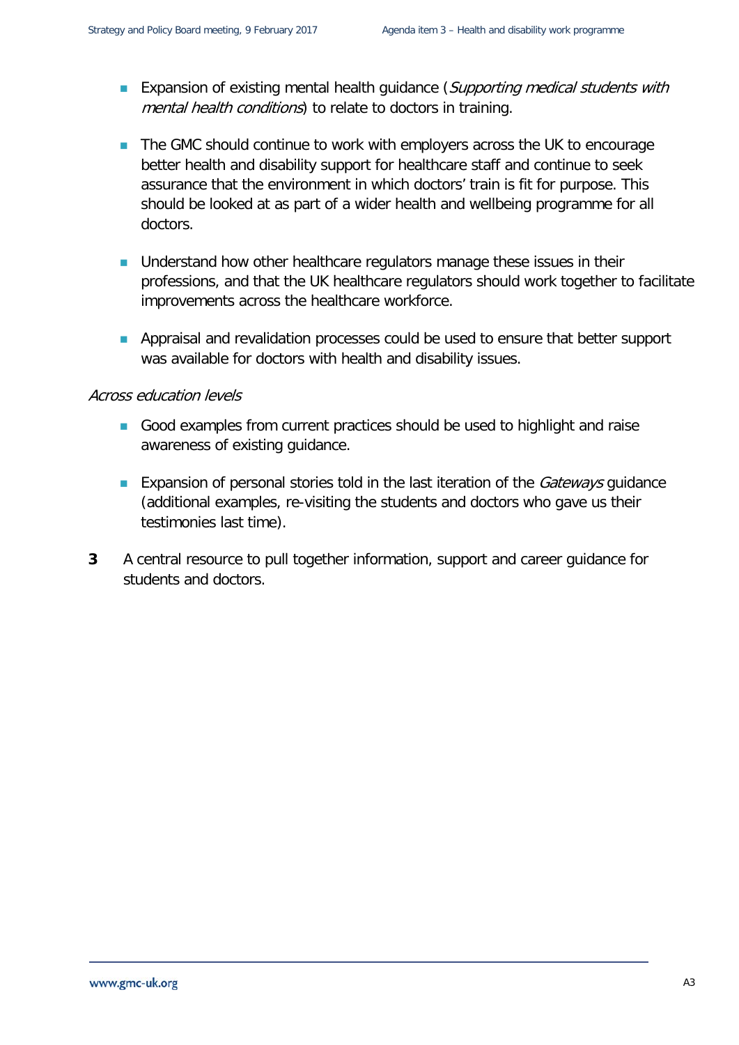- Expansion of existing mental health guidance (*Supporting medical students with mental health conditions*) to relate to doctors in training.

- The GMC should continue to work with employers across the UK to encourage better health and disability support for healthcare staff and continue to seek assurance that the environment in which doctors' train is fit for purpose. This should be looked at as part of a wider health and wellbeing programme for all doctors.

- Understand how other healthcare regulators manage these issues in their professions, and that the UK healthcare regulators should work together to facilitate improvements across the healthcare workforce.

- Appraisal and revalidation processes could be used to ensure that better support was available for doctors with health and disability issues.

*Across education levels*

- Good examples from current practices should be used to highlight and raise awareness of existing guidance.

- Expansion of personal stories told in the last iteration of the *Gateways* guidance (additional examples, re-visiting the students and doctors who gave us their testimonies last time).

**3** A central resource to pull together information, support and career guidance for students and doctors.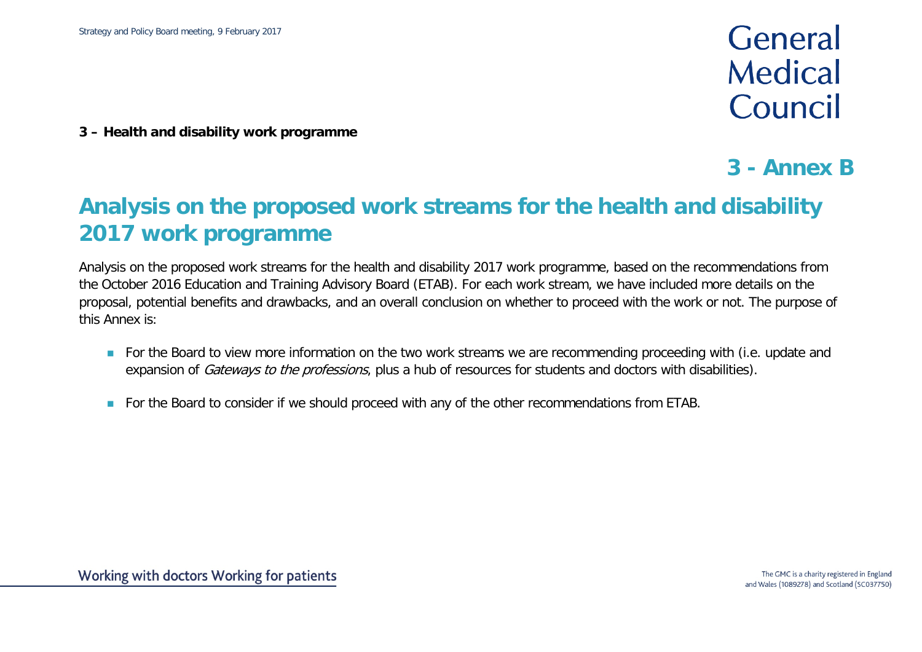**3 – Health and disability work programme**

## 3 - Annex B

# Analysis on the proposed work streams for the health and disability 2017 work programme

Analysis on the proposed work streams for the health and disability 2017 work programme, based on the recommendations from the October 2016 Education and Training Advisory Board (ETAB). For each work stream, we have included more details on the proposal, potential benefits and drawbacks, and an overall conclusion on whether to proceed with the work or not. The purpose of this Annex is:

- For the Board to view more information on the two work streams we are recommending proceeding with (i.e. update and expansion of *Gateways to the professions*, plus a hub of resources for students and doctors with disabilities).
- For the Board to consider if we should proceed with any of the other recommendations from ETAB.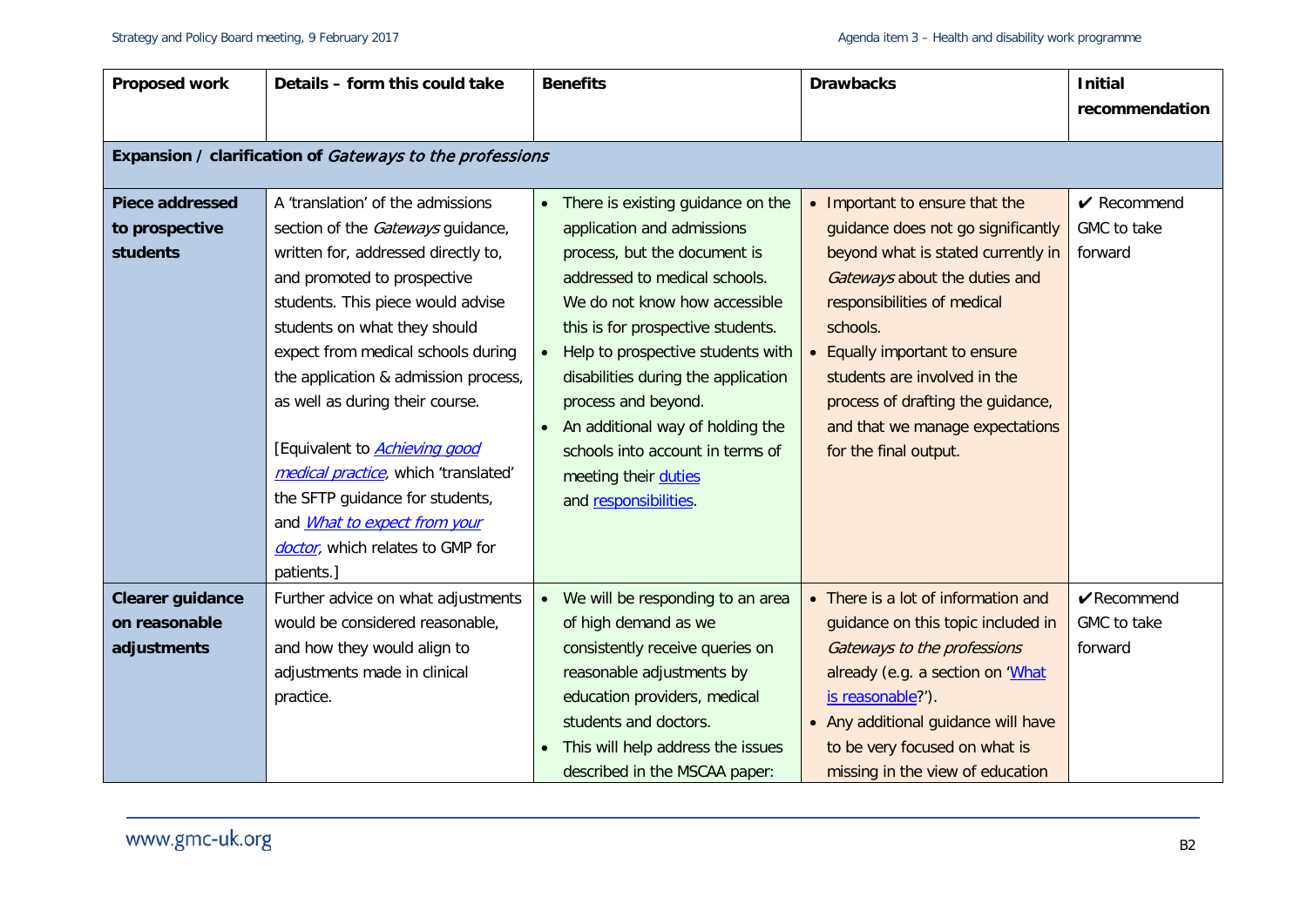| Proposed work | Details – form this could take | Benefits | Drawbacks | Initial recommendation |
|---|---|---|---|---|
| **Expansion / clarification of *Gateways to the professions*** | | | | |
| **Piece addressed to prospective students** | A 'translation' of the admissions section of the *Gateways* guidance, written for, addressed directly to, and promoted to prospective students. This piece would advise students on what they should expect from medical schools during the application & admission process, as well as during their course.<br><br>[Equivalent to *Achieving good medical practice*, which 'translated' the SFTP guidance for students, and *What to expect from your doctor*, which relates to GMP for patients.] | • There is existing guidance on the application and admissions process, but the document is addressed to medical schools. We do not know how accessible this is for prospective students.<br>• Help to prospective students with disabilities during the application process and beyond.<br>• An additional way of holding the schools into account in terms of meeting their duties and responsibilities. | • Important to ensure that the guidance does not go significantly beyond what is stated currently in *Gateways* about the duties and responsibilities of medical schools.<br>• Equally important to ensure students are involved in the process of drafting the guidance, and that we manage expectations for the final output. | ✔ Recommend GMC to take forward |
| **Clearer guidance on reasonable adjustments** | Further advice on what adjustments would be considered reasonable, and how they would align to adjustments made in clinical practice. | • We will be responding to an area of high demand as we consistently receive queries on reasonable adjustments by education providers, medical students and doctors.<br>• This will help address the issues described in the MSCAA paper: | • There is a lot of information and guidance on this topic included in *Gateways to the professions* already (e.g. a section on 'What is reasonable?').<br>• Any additional guidance will have to be very focused on what is missing in the view of education | ✔ Recommend GMC to take forward |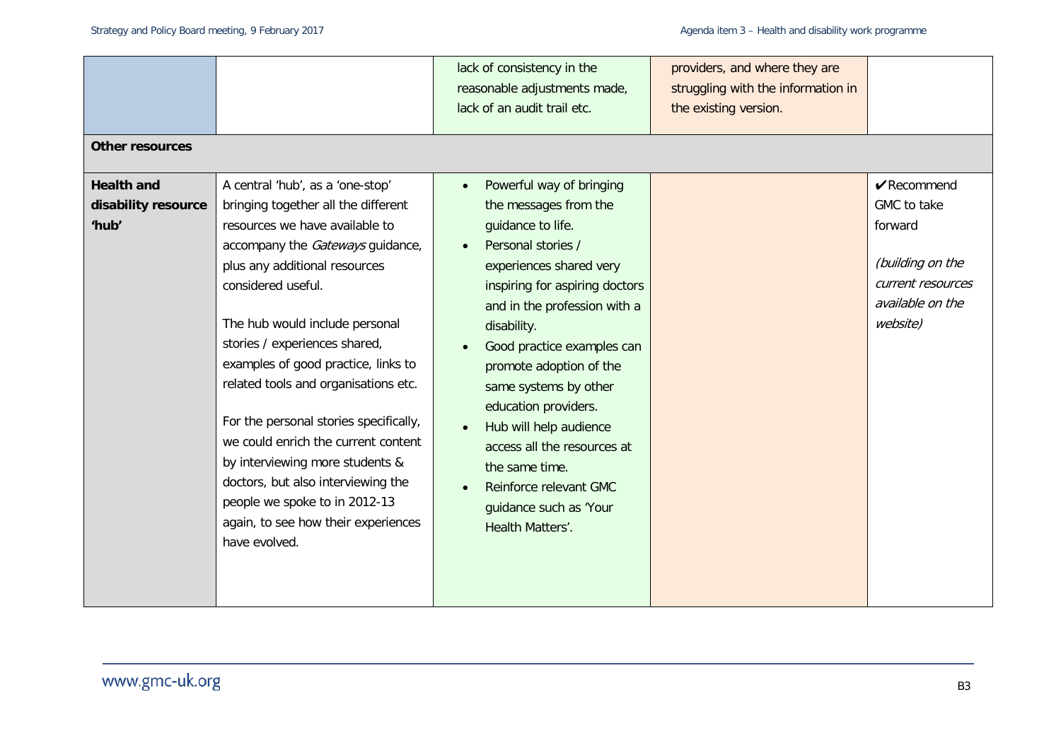| | | | | |
|---|---|---|---|---|
| | | lack of consistency in the reasonable adjustments made, lack of an audit trail etc. | providers, and where they are struggling with the information in the existing version. | |
| **Other resources** | | | | |
| **Health and disability resource 'hub'** | A central 'hub', as a 'one-stop' bringing together all the different resources we have available to accompany the *Gateways* guidance, plus any additional resources considered useful.<br><br>The hub would include personal stories / experiences shared, examples of good practice, links to related tools and organisations etc.<br><br>For the personal stories specifically, we could enrich the current content by interviewing more students & doctors, but also interviewing the people we spoke to in 2012-13 again, to see how their experiences have evolved. | • Powerful way of bringing the messages from the guidance to life.<br>• Personal stories / experiences shared very inspiring for aspiring doctors and in the profession with a disability.<br>• Good practice examples can promote adoption of the same systems by other education providers.<br>• Hub will help audience access all the resources at the same time.<br>• Reinforce relevant GMC guidance such as 'Your Health Matters'. | | ✔Recommend GMC to take forward<br><br>*(building on the current resources available on the website)* |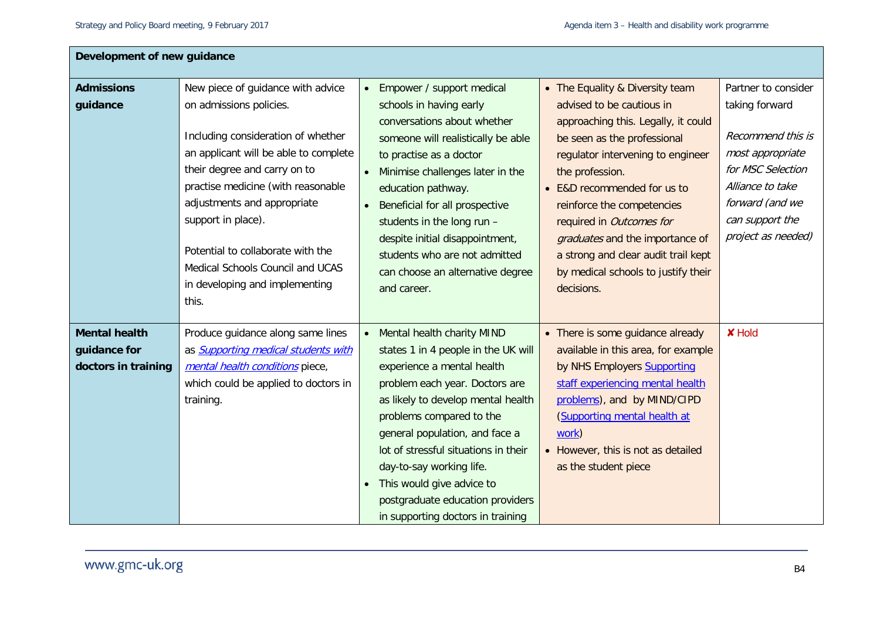| Development of new guidance | | | | |
|---|---|---|---|---|
| **Admissions guidance** | New piece of guidance with advice on admissions policies.<br><br>Including consideration of whether an applicant will be able to complete their degree and carry on to practise medicine (with reasonable adjustments and appropriate support in place).<br><br>Potential to collaborate with the Medical Schools Council and UCAS in developing and implementing this. | • Empower / support medical schools in having early conversations about whether someone will realistically be able to practise as a doctor<br>• Minimise challenges later in the education pathway.<br>• Beneficial for all prospective students in the long run – despite initial disappointment, students who are not admitted can choose an alternative degree and career. | • The Equality & Diversity team advised to be cautious in approaching this. Legally, it could be seen as the professional regulator intervening to engineer the profession.<br>• E&D recommended for us to reinforce the competencies required in *Outcomes for graduates* and the importance of a strong and clear audit trail kept by medical schools to justify their decisions. | Partner to consider taking forward<br><br>*Recommend this is most appropriate for MSC Selection Alliance to take forward (and we can support the project as needed)* |
| **Mental health guidance for doctors in training** | Produce guidance along same lines as [*Supporting medical students with mental health conditions*] piece, which could be applied to doctors in training. | • Mental health charity MIND states 1 in 4 people in the UK will experience a mental health problem each year. Doctors are as likely to develop mental health problems compared to the general population, and face a lot of stressful situations in their day-to-say working life.<br>• This would give advice to postgraduate education providers in supporting doctors in training | • There is some guidance already available in this area, for example by NHS Employers [Supporting staff experiencing mental health problems]), and by MIND/CIPD ([Supporting mental health at work])<br>• However, this is not as detailed as the student piece | ✘ Hold |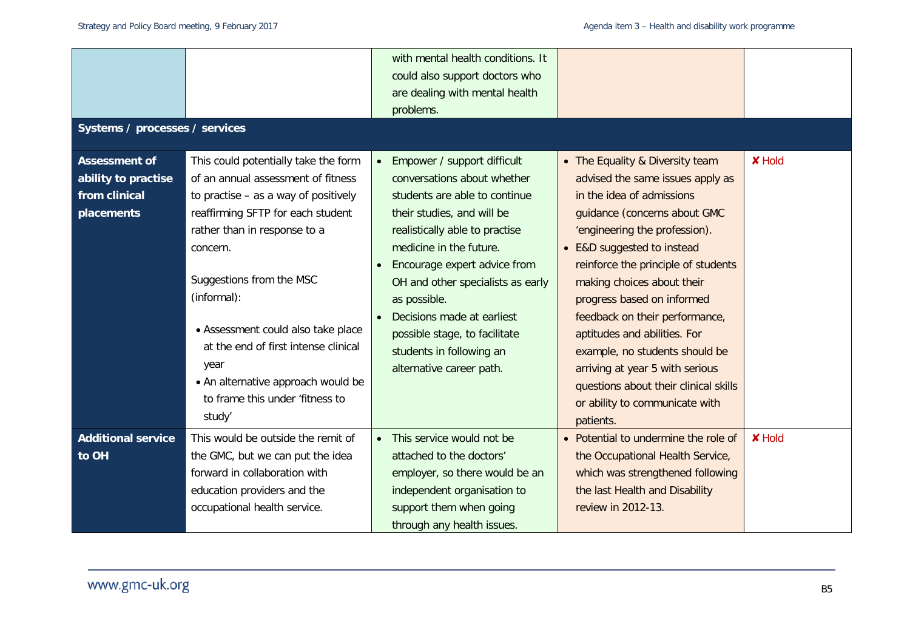| | | | | |
|---|---|---|---|---|
| | | with mental health conditions. It could also support doctors who are dealing with mental health problems. | | |
| **Systems / processes / services** | | | | |
| **Assessment of ability to practise from clinical placements** | This could potentially take the form of an annual assessment of fitness to practise – as a way of positively reaffirming SFTP for each student rather than in response to a concern.<br><br>Suggestions from the MSC (informal):<br><br>• Assessment could also take place at the end of first intense clinical year<br>• An alternative approach would be to frame this under 'fitness to study' | • Empower / support difficult conversations about whether students are able to continue their studies, and will be realistically able to practise medicine in the future.<br>• Encourage expert advice from OH and other specialists as early as possible.<br>• Decisions made at earliest possible stage, to facilitate students in following an alternative career path. | • The Equality & Diversity team advised the same issues apply as in the idea of admissions guidance (concerns about GMC 'engineering the profession).<br>• E&D suggested to instead reinforce the principle of students making choices about their progress based on informed feedback on their performance, aptitudes and abilities. For example, no students should be arriving at year 5 with serious questions about their clinical skills or ability to communicate with patients. | ✘ Hold |
| **Additional service to OH** | This would be outside the remit of the GMC, but we can put the idea forward in collaboration with education providers and the occupational health service. | • This service would not be attached to the doctors' employer, so there would be an independent organisation to support them when going through any health issues. | • Potential to undermine the role of the Occupational Health Service, which was strengthened following the last Health and Disability review in 2012-13. | ✘ Hold |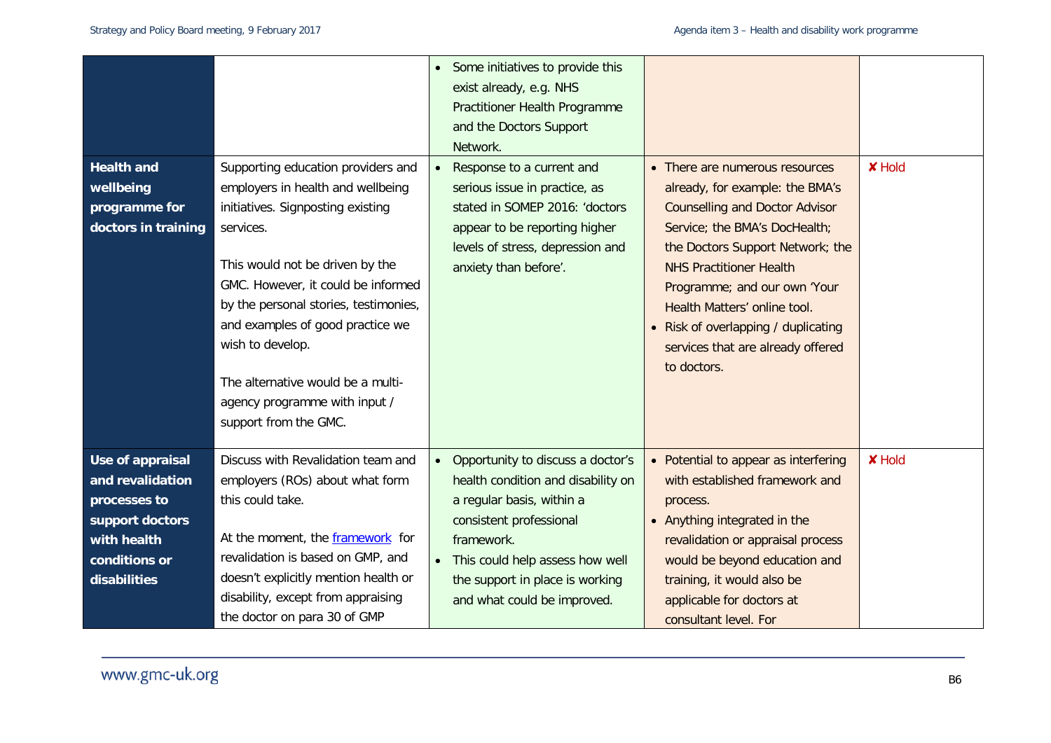| | | | | |
|---|---|---|---|---|
| | | • Some initiatives to provide this exist already, e.g. NHS Practitioner Health Programme and the Doctors Support Network. | | |
| **Health and wellbeing programme for doctors in training** | Supporting education providers and employers in health and wellbeing initiatives. Signposting existing services.<br><br>This would not be driven by the GMC. However, it could be informed by the personal stories, testimonies, and examples of good practice we wish to develop.<br><br>The alternative would be a multi-agency programme with input / support from the GMC. | • Response to a current and serious issue in practice, as stated in SOMEP 2016: 'doctors appear to be reporting higher levels of stress, depression and anxiety than before'. | • There are numerous resources already, for example: the BMA's Counselling and Doctor Advisor Service; the BMA's DocHealth; the Doctors Support Network; the NHS Practitioner Health Programme; and our own 'Your Health Matters' online tool.<br>• Risk of overlapping / duplicating services that are already offered to doctors. | ✘ Hold |
| **Use of appraisal and revalidation processes to support doctors with health conditions or disabilities** | Discuss with Revalidation team and employers (ROs) about what form this could take.<br><br>At the moment, the framework for revalidation is based on GMP, and doesn't explicitly mention health or disability, except from appraising the doctor on para 30 of GMP | • Opportunity to discuss a doctor's health condition and disability on a regular basis, within a consistent professional framework.<br>• This could help assess how well the support in place is working and what could be improved. | • Potential to appear as interfering with established framework and process.<br>• Anything integrated in the revalidation or appraisal process would be beyond education and training, it would also be applicable for doctors at consultant level. For | ✘ Hold |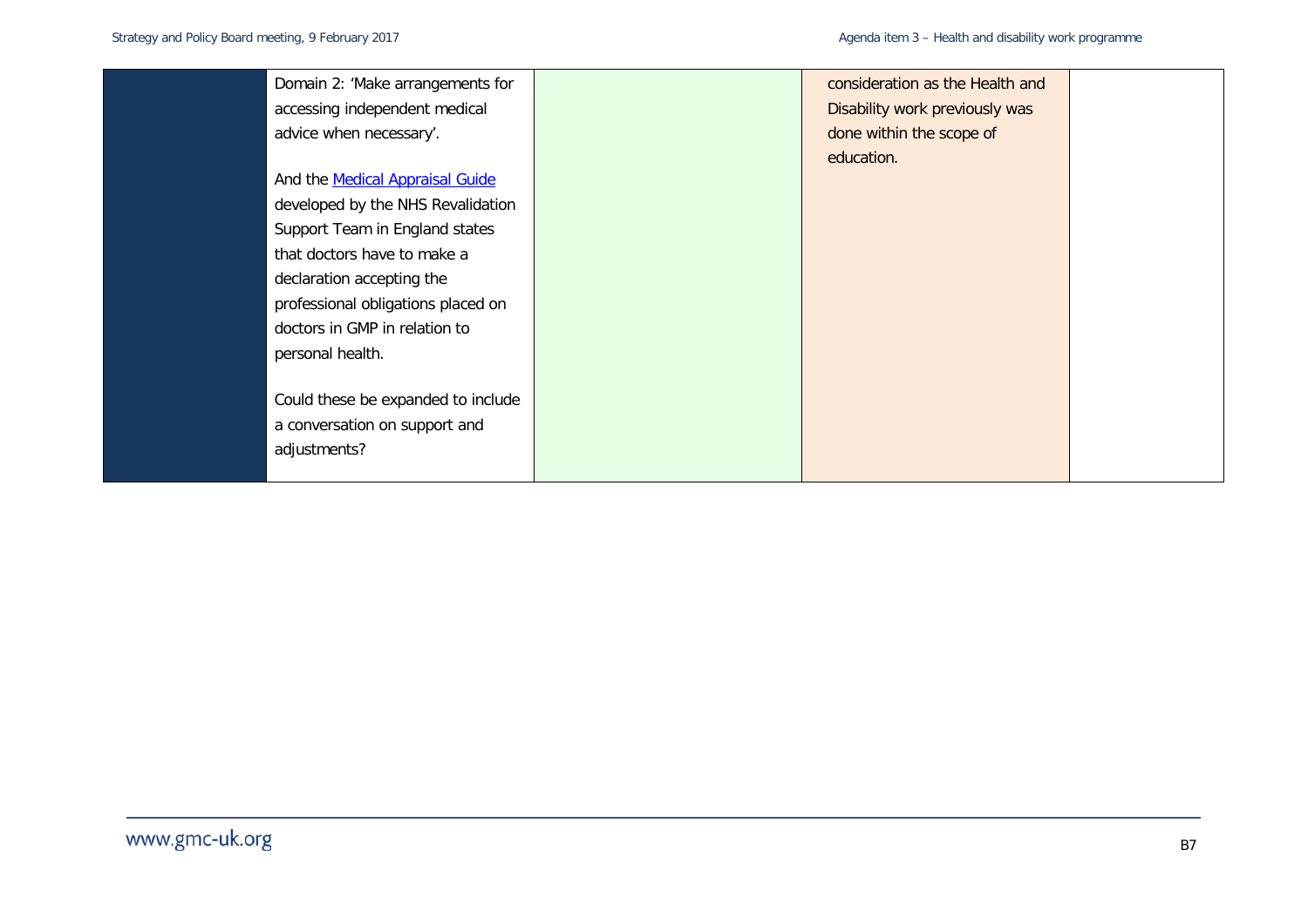|  | Domain 2: 'Make arrangements for accessing independent medical advice when necessary'.<br><br>And the Medical Appraisal Guide developed by the NHS Revalidation Support Team in England states that doctors have to make a declaration accepting the professional obligations placed on doctors in GMP in relation to personal health.<br><br>Could these be expanded to include a conversation on support and adjustments? |  | consideration as the Health and Disability work previously was done within the scope of education. |  |
|---|---|---|---|---|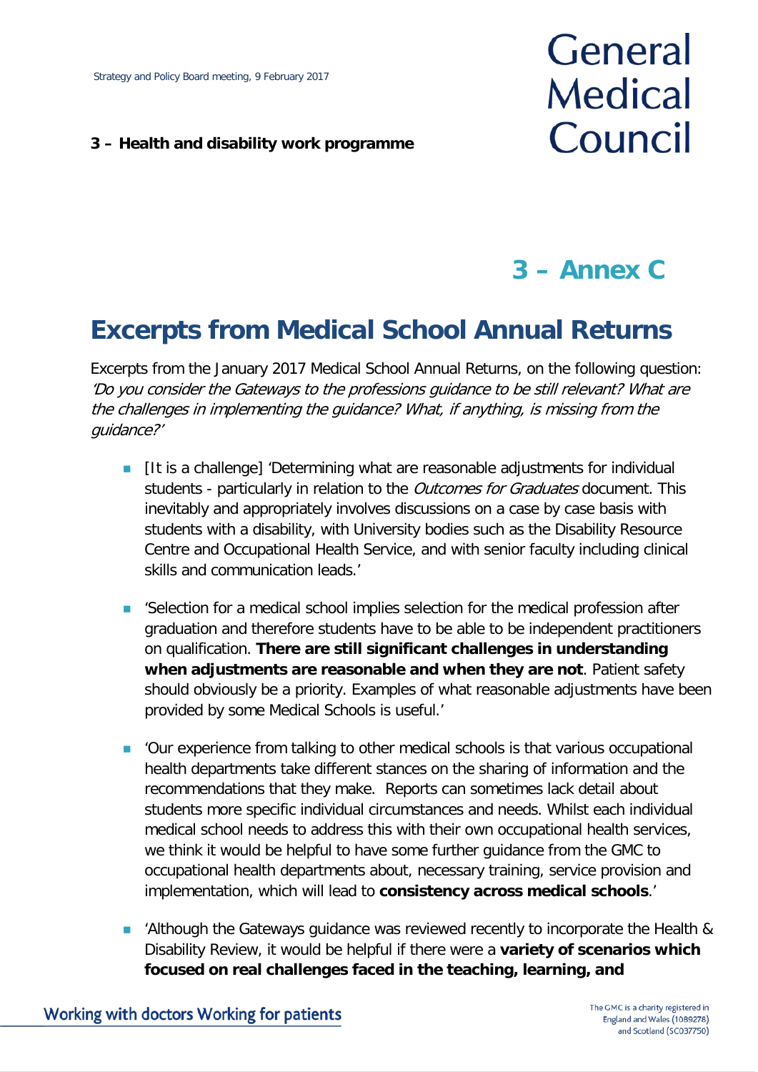# 3 – Annex C

# Excerpts from Medical School Annual Returns

Excerpts from the January 2017 Medical School Annual Returns, on the following question: *'Do you consider the Gateways to the professions guidance to be still relevant? What are the challenges in implementing the guidance? What, if anything, is missing from the guidance?'*

- [It is a challenge] 'Determining what are reasonable adjustments for individual students - particularly in relation to the *Outcomes for Graduates* document. This inevitably and appropriately involves discussions on a case by case basis with students with a disability, with University bodies such as the Disability Resource Centre and Occupational Health Service, and with senior faculty including clinical skills and communication leads.'

- 'Selection for a medical school implies selection for the medical profession after graduation and therefore students have to be able to be independent practitioners on qualification. **There are still significant challenges in understanding when adjustments are reasonable and when they are not**. Patient safety should obviously be a priority. Examples of what reasonable adjustments have been provided by some Medical Schools is useful.'

- 'Our experience from talking to other medical schools is that various occupational health departments take different stances on the sharing of information and the recommendations that they make. Reports can sometimes lack detail about students more specific individual circumstances and needs. Whilst each individual medical school needs to address this with their own occupational health services, we think it would be helpful to have some further guidance from the GMC to occupational health departments about, necessary training, service provision and implementation, which will lead to **consistency across medical schools**.'

- 'Although the Gateways guidance was reviewed recently to incorporate the Health & Disability Review, it would be helpful if there were a **variety of scenarios which focused on real challenges faced in the teaching, learning, and**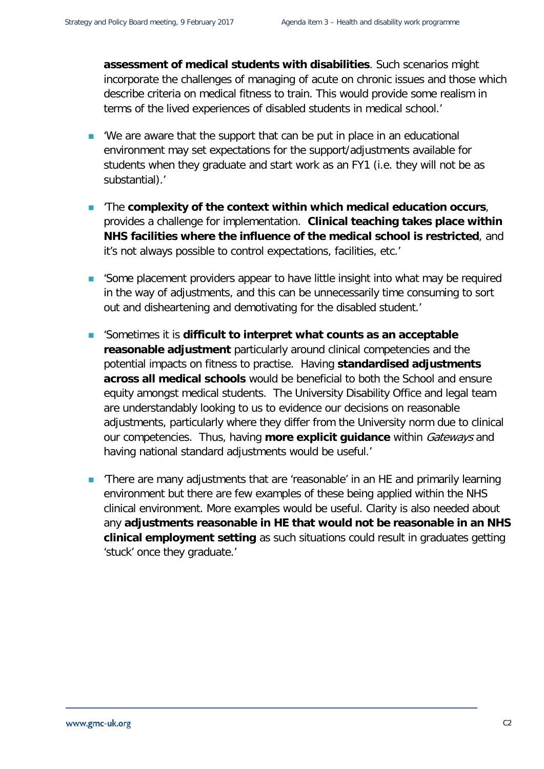**assessment of medical students with disabilities**. Such scenarios might incorporate the challenges of managing of acute on chronic issues and those which describe criteria on medical fitness to train. This would provide some realism in terms of the lived experiences of disabled students in medical school.'

- 'We are aware that the support that can be put in place in an educational environment may set expectations for the support/adjustments available for students when they graduate and start work as an FY1 (i.e. they will not be as substantial).'

- 'The **complexity of the context within which medical education occurs**, provides a challenge for implementation. **Clinical teaching takes place within NHS facilities where the influence of the medical school is restricted**, and it's not always possible to control expectations, facilities, etc.'

- 'Some placement providers appear to have little insight into what may be required in the way of adjustments, and this can be unnecessarily time consuming to sort out and disheartening and demotivating for the disabled student.'

- 'Sometimes it is **difficult to interpret what counts as an acceptable reasonable adjustment** particularly around clinical competencies and the potential impacts on fitness to practise. Having **standardised adjustments across all medical schools** would be beneficial to both the School and ensure equity amongst medical students. The University Disability Office and legal team are understandably looking to us to evidence our decisions on reasonable adjustments, particularly where they differ from the University norm due to clinical our competencies. Thus, having **more explicit guidance** within *Gateways* and having national standard adjustments would be useful.'

- 'There are many adjustments that are 'reasonable' in an HE and primarily learning environment but there are few examples of these being applied within the NHS clinical environment. More examples would be useful. Clarity is also needed about any **adjustments reasonable in HE that would not be reasonable in an NHS clinical employment setting** as such situations could result in graduates getting 'stuck' once they graduate.'